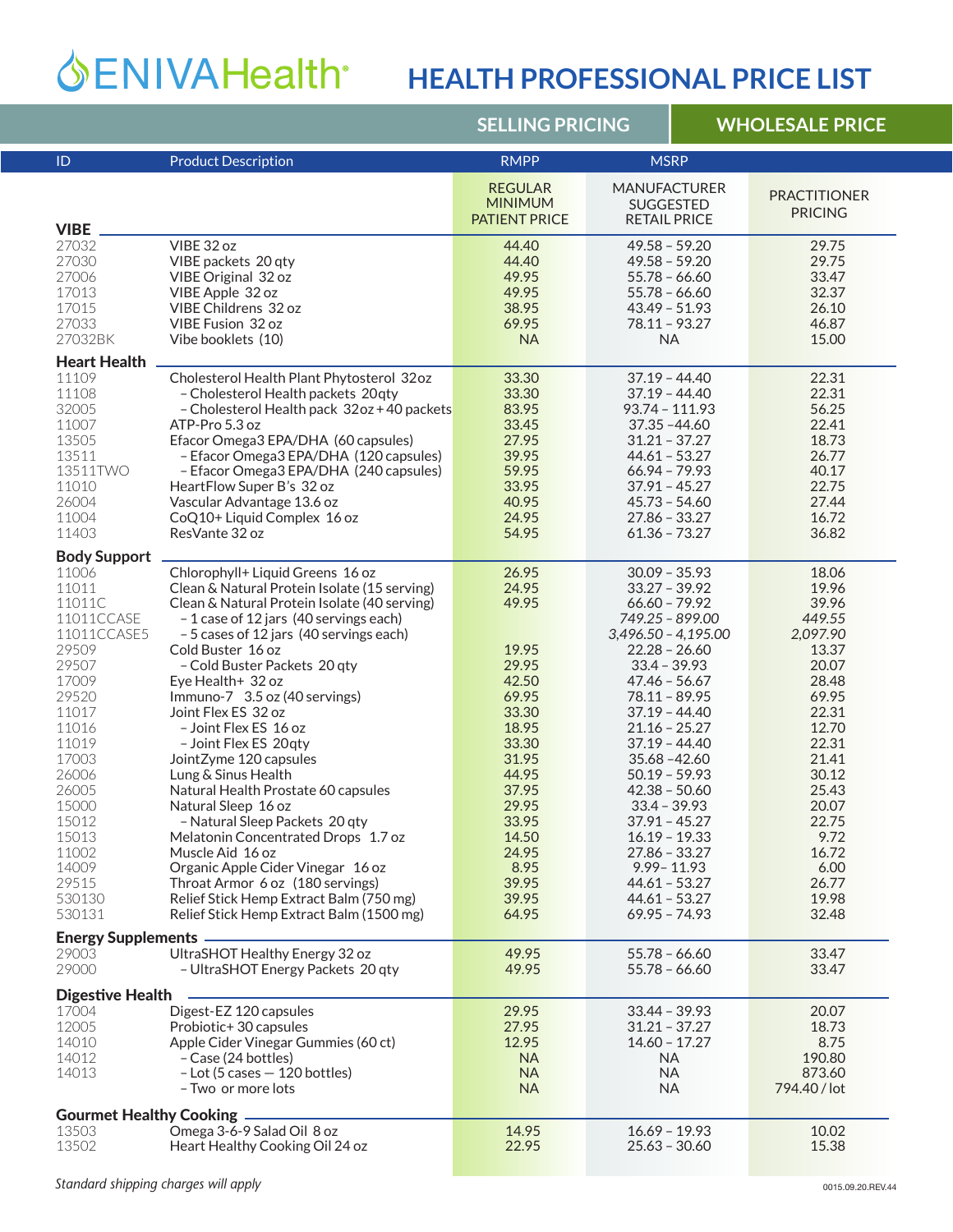# ENIVAHealth®

# HEALTH PROFESSIONAL PRICE LIST

| ID | Product Description | SELLING PRICING RMPP REGULAR MINIMUM PATIENT PRICE | MSRP MANUFACTURER SUGGESTED RETAIL PRICE | WHOLESALE PRICE PRACTITIONER PRICING |
|---|---|---|---|---|
| **VIBE** | | | | |
| 27032 | VIBE 32 oz | 44.40 | 49.58 – 59.20 | 29.75 |
| 27030 | VIBE packets 20 qty | 44.40 | 49.58 – 59.20 | 29.75 |
| 27006 | VIBE Original 32 oz | 49.95 | 55.78 – 66.60 | 33.47 |
| 17013 | VIBE Apple 32 oz | 49.95 | 55.78 – 66.60 | 32.37 |
| 17015 | VIBE Childrens 32 oz | 38.95 | 43.49 – 51.93 | 26.10 |
| 27033 | VIBE Fusion 32 oz | 69.95 | 78.11 – 93.27 | 46.87 |
| 27032BK | Vibe booklets (10) | NA | NA | 15.00 |
| **Heart Health** | | | | |
| 11109 | Cholesterol Health Plant Phytosterol 32oz | 33.30 | 37.19 – 44.40 | 22.31 |
| 11108 | – Cholesterol Health packets 20qty | 33.30 | 37.19 – 44.40 | 22.31 |
| 32005 | – Cholesterol Health pack 32oz + 40 packets | 83.95 | 93.74 – 111.93 | 56.25 |
| 11007 | ATP-Pro 5.3 oz | 33.45 | 37.35 –44.60 | 22.41 |
| 13505 | Efacor Omega3 EPA/DHA (60 capsules) | 27.95 | 31.21 – 37.27 | 18.73 |
| 13511 | – Efacor Omega3 EPA/DHA (120 capsules) | 39.95 | 44.61 – 53.27 | 26.77 |
| 13511TWO | – Efacor Omega3 EPA/DHA (240 capsules) | 59.95 | 66.94 – 79.93 | 40.17 |
| 11010 | HeartFlow Super B's 32 oz | 33.95 | 37.91 – 45.27 | 22.75 |
| 26004 | Vascular Advantage 13.6 oz | 40.95 | 45.73 – 54.60 | 27.44 |
| 11004 | CoQ10+ Liquid Complex 16 oz | 24.95 | 27.86 – 33.27 | 16.72 |
| 11403 | ResVante 32 oz | 54.95 | 61.36 – 73.27 | 36.82 |
| **Body Support** | | | | |
| 11006 | Chlorophyll+ Liquid Greens 16 oz | 26.95 | 30.09 – 35.93 | 18.06 |
| 11011 | Clean & Natural Protein Isolate (15 serving) | 24.95 | 33.27 – 39.92 | 19.96 |
| 11011C | Clean & Natural Protein Isolate (40 serving) | 49.95 | 66.60 – 79.92 | 39.96 |
| 11011CCASE | – 1 case of 12 jars (40 servings each) | | *749.25 – 899.00* | *449.55* |
| 11011CCASE5 | – 5 cases of 12 jars (40 servings each) | | *3,496.50 – 4,195.00* | *2,097.90* |
| 29509 | Cold Buster 16 oz | 19.95 | 22.28 – 26.60 | 13.37 |
| 29507 | – Cold Buster Packets 20 qty | 29.95 | 33.4 – 39.93 | 20.07 |
| 17009 | Eye Health+ 32 oz | 42.50 | 47.46 – 56.67 | 28.48 |
| 29520 | Immuno-7 3.5 oz (40 servings) | 69.95 | 78.11 – 89.95 | 69.95 |
| 11017 | Joint Flex ES 32 oz | 33.30 | 37.19 – 44.40 | 22.31 |
| 11016 | – Joint Flex ES 16 oz | 18.95 | 21.16 – 25.27 | 12.70 |
| 11019 | – Joint Flex ES 20qty | 33.30 | 37.19 – 44.40 | 22.31 |
| 17003 | JointZyme 120 capsules | 31.95 | 35.68 –42.60 | 21.41 |
| 26006 | Lung & Sinus Health | 44.95 | 50.19 – 59.93 | 30.12 |
| 26005 | Natural Health Prostate 60 capsules | 37.95 | 42.38 – 50.60 | 25.43 |
| 15000 | Natural Sleep 16 oz | 29.95 | 33.4 – 39.93 | 20.07 |
| 15012 | – Natural Sleep Packets 20 qty | 33.95 | 37.91 – 45.27 | 22.75 |
| 15013 | Melatonin Concentrated Drops 1.7 oz | 14.50 | 16.19 – 19.33 | 9.72 |
| 11002 | Muscle Aid 16 oz | 24.95 | 27.86 – 33.27 | 16.72 |
| 14009 | Organic Apple Cider Vinegar 16 oz | 8.95 | 9.99– 11.93 | 6.00 |
| 29515 | Throat Armor 6 oz (180 servings) | 39.95 | 44.61 – 53.27 | 26.77 |
| 530130 | Relief Stick Hemp Extract Balm (750 mg) | 39.95 | 44.61 – 53.27 | 19.98 |
| 530131 | Relief Stick Hemp Extract Balm (1500 mg) | 64.95 | 69.95 – 74.93 | 32.48 |
| **Energy Supplements** | | | | |
| 29003 | UltraSHOT Healthy Energy 32 oz | 49.95 | 55.78 – 66.60 | 33.47 |
| 29000 | – UltraSHOT Energy Packets 20 qty | 49.95 | 55.78 – 66.60 | 33.47 |
| **Digestive Health** | | | | |
| 17004 | Digest-EZ 120 capsules | 29.95 | 33.44 – 39.93 | 20.07 |
| 12005 | Probiotic+ 30 capsules | 27.95 | 31.21 – 37.27 | 18.73 |
| 14010 | Apple Cider Vinegar Gummies (60 ct) | 12.95 | 14.60 – 17.27 | 8.75 |
| 14012 | – Case (24 bottles) | NA | NA | 190.80 |
| 14013 | – Lot (5 cases — 120 bottles) | NA | NA | 873.60 |
| | – Two or more lots | NA | NA | 794.40 / lot |
| **Gourmet Healthy Cooking** | | | | |
| 13503 | Omega 3-6-9 Salad Oil 8 oz | 14.95 | 16.69 – 19.93 | 10.02 |
| 13502 | Heart Healthy Cooking Oil 24 oz | 22.95 | 25.63 – 30.60 | 15.38 |

*Standard shipping charges will apply*

0015.09.20.REV.44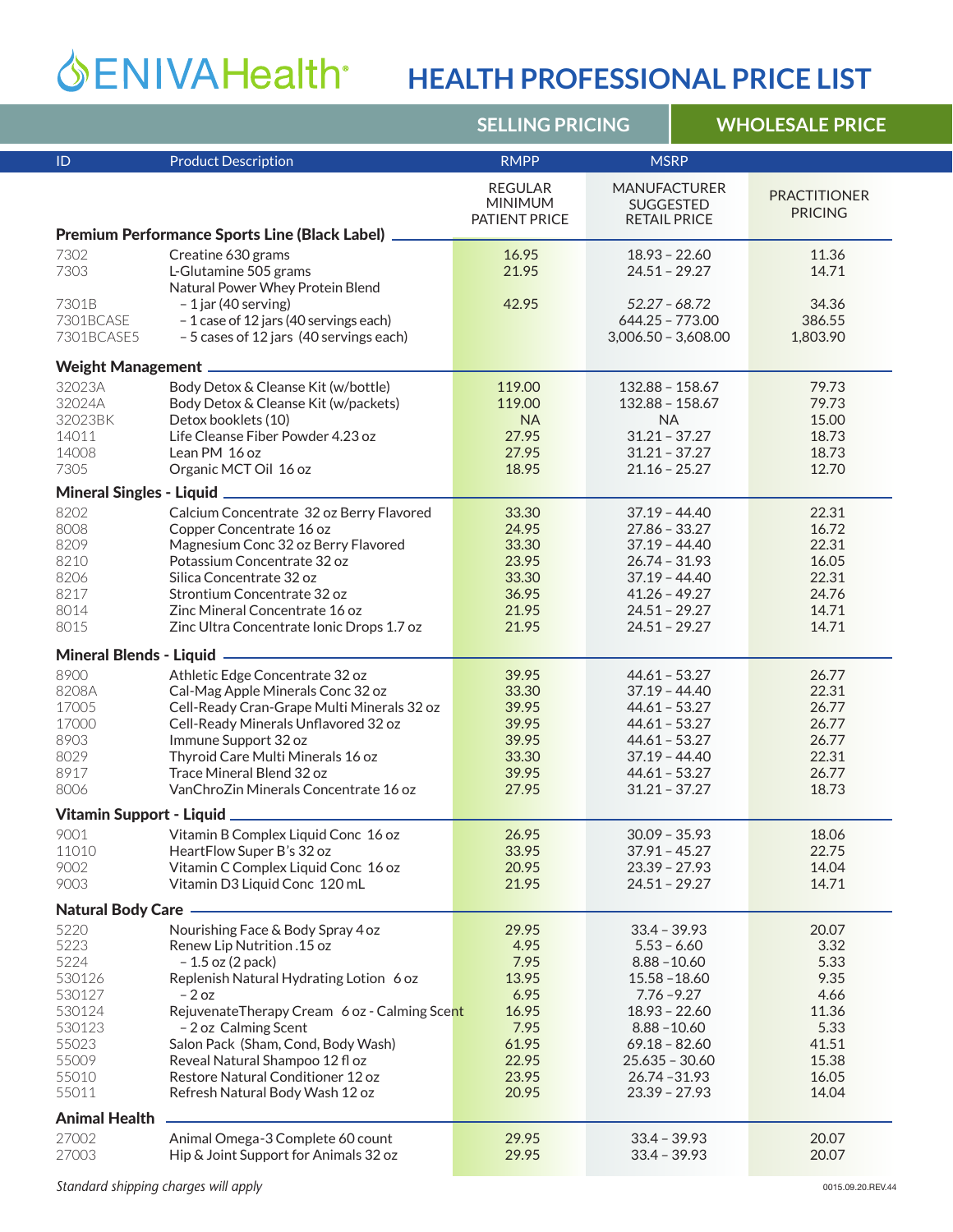# ENIVAHealth®

# HEALTH PROFESSIONAL PRICE LIST

| | | SELLING PRICING | | WHOLESALE PRICE |
|---|---|---|---|---|
| ID | Product Description | RMPP | MSRP | |
| | | REGULAR MINIMUM PATIENT PRICE | MANUFACTURER SUGGESTED RETAIL PRICE | PRACTITIONER PRICING |
| **Premium Performance Sports Line (Black Label)** | | | | |
| 7302 | Creatine 630 grams | 16.95 | 18.93 – 22.60 | 11.36 |
| 7303 | L-Glutamine 505 grams | 21.95 | 24.51 – 29.27 | 14.71 |
| | Natural Power Whey Protein Blend | | | |
| 7301B | – 1 jar (40 serving) | 42.95 | *52.27 – 68.72* | 34.36 |
| 7301BCASE | – 1 case of 12 jars (40 servings each) | | 644.25 – 773.00 | 386.55 |
| 7301BCASE5 | – 5 cases of 12 jars (40 servings each) | | 3,006.50 – 3,608.00 | 1,803.90 |
| **Weight Management** | | | | |
| 32023A | Body Detox & Cleanse Kit (w/bottle) | 119.00 | 132.88 – 158.67 | 79.73 |
| 32024A | Body Detox & Cleanse Kit (w/packets) | 119.00 | 132.88 – 158.67 | 79.73 |
| 32023BK | Detox booklets (10) | NA | NA | 15.00 |
| 14011 | Life Cleanse Fiber Powder 4.23 oz | 27.95 | 31.21 – 37.27 | 18.73 |
| 14008 | Lean PM 16 oz | 27.95 | 31.21 – 37.27 | 18.73 |
| 7305 | Organic MCT Oil 16 oz | 18.95 | 21.16 – 25.27 | 12.70 |
| **Mineral Singles - Liquid** | | | | |
| 8202 | Calcium Concentrate 32 oz Berry Flavored | 33.30 | 37.19 – 44.40 | 22.31 |
| 8008 | Copper Concentrate 16 oz | 24.95 | 27.86 – 33.27 | 16.72 |
| 8209 | Magnesium Conc 32 oz Berry Flavored | 33.30 | 37.19 – 44.40 | 22.31 |
| 8210 | Potassium Concentrate 32 oz | 23.95 | 26.74 – 31.93 | 16.05 |
| 8206 | Silica Concentrate 32 oz | 33.30 | 37.19 – 44.40 | 22.31 |
| 8217 | Strontium Concentrate 32 oz | 36.95 | 41.26 – 49.27 | 24.76 |
| 8014 | Zinc Mineral Concentrate 16 oz | 21.95 | 24.51 – 29.27 | 14.71 |
| 8015 | Zinc Ultra Concentrate Ionic Drops 1.7 oz | 21.95 | 24.51 – 29.27 | 14.71 |
| **Mineral Blends - Liquid** | | | | |
| 8900 | Athletic Edge Concentrate 32 oz | 39.95 | 44.61 – 53.27 | 26.77 |
| 8208A | Cal-Mag Apple Minerals Conc 32 oz | 33.30 | 37.19 – 44.40 | 22.31 |
| 17005 | Cell-Ready Cran-Grape Multi Minerals 32 oz | 39.95 | 44.61 – 53.27 | 26.77 |
| 17000 | Cell-Ready Minerals Unflavored 32 oz | 39.95 | 44.61 – 53.27 | 26.77 |
| 8903 | Immune Support 32 oz | 39.95 | 44.61 – 53.27 | 26.77 |
| 8029 | Thyroid Care Multi Minerals 16 oz | 33.30 | 37.19 – 44.40 | 22.31 |
| 8917 | Trace Mineral Blend 32 oz | 39.95 | 44.61 – 53.27 | 26.77 |
| 8006 | VanChroZin Minerals Concentrate 16 oz | 27.95 | 31.21 – 37.27 | 18.73 |
| **Vitamin Support - Liquid** | | | | |
| 9001 | Vitamin B Complex Liquid Conc 16 oz | 26.95 | 30.09 – 35.93 | 18.06 |
| 11010 | HeartFlow Super B's 32 oz | 33.95 | 37.91 – 45.27 | 22.75 |
| 9002 | Vitamin C Complex Liquid Conc 16 oz | 20.95 | 23.39 – 27.93 | 14.04 |
| 9003 | Vitamin D3 Liquid Conc 120 mL | 21.95 | 24.51 – 29.27 | 14.71 |
| **Natural Body Care** | | | | |
| 5220 | Nourishing Face & Body Spray 4 oz | 29.95 | 33.4 – 39.93 | 20.07 |
| 5223 | Renew Lip Nutrition .15 oz | 4.95 | 5.53 – 6.60 | 3.32 |
| 5224 | – 1.5 oz (2 pack) | 7.95 | 8.88 –10.60 | 5.33 |
| 530126 | Replenish Natural Hydrating Lotion 6 oz | 13.95 | 15.58 –18.60 | 9.35 |
| 530127 | – 2 oz | 6.95 | 7.76 –9.27 | 4.66 |
| 530124 | RejuvenateTherapy Cream 6 oz - Calming Scent | 16.95 | 18.93 – 22.60 | 11.36 |
| 530123 | – 2 oz Calming Scent | 7.95 | 8.88 –10.60 | 5.33 |
| 55023 | Salon Pack (Sham, Cond, Body Wash) | 61.95 | 69.18 – 82.60 | 41.51 |
| 55009 | Reveal Natural Shampoo 12 fl oz | 22.95 | 25.635 – 30.60 | 15.38 |
| 55010 | Restore Natural Conditioner 12 oz | 23.95 | 26.74 –31.93 | 16.05 |
| 55011 | Refresh Natural Body Wash 12 oz | 20.95 | 23.39 – 27.93 | 14.04 |
| **Animal Health** | | | | |
| 27002 | Animal Omega-3 Complete 60 count | 29.95 | 33.4 – 39.93 | 20.07 |
| 27003 | Hip & Joint Support for Animals 32 oz | 29.95 | 33.4 – 39.93 | 20.07 |

*Standard shipping charges will apply*

0015.09.20.REV.44